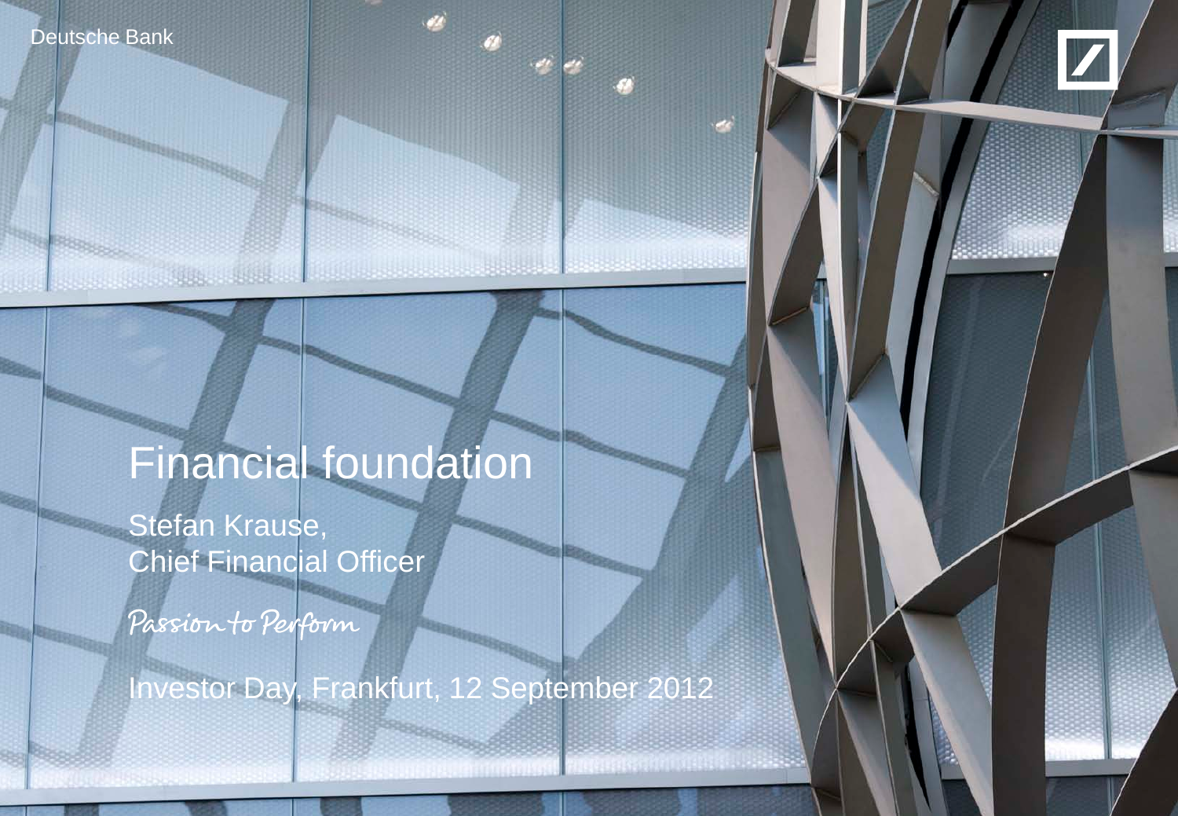Deutsche Bank

# Financial foundation

Stefan Krause,
Chief Financial Officer

Passion to Perform

Investor Day, Frankfurt, 12 September 2012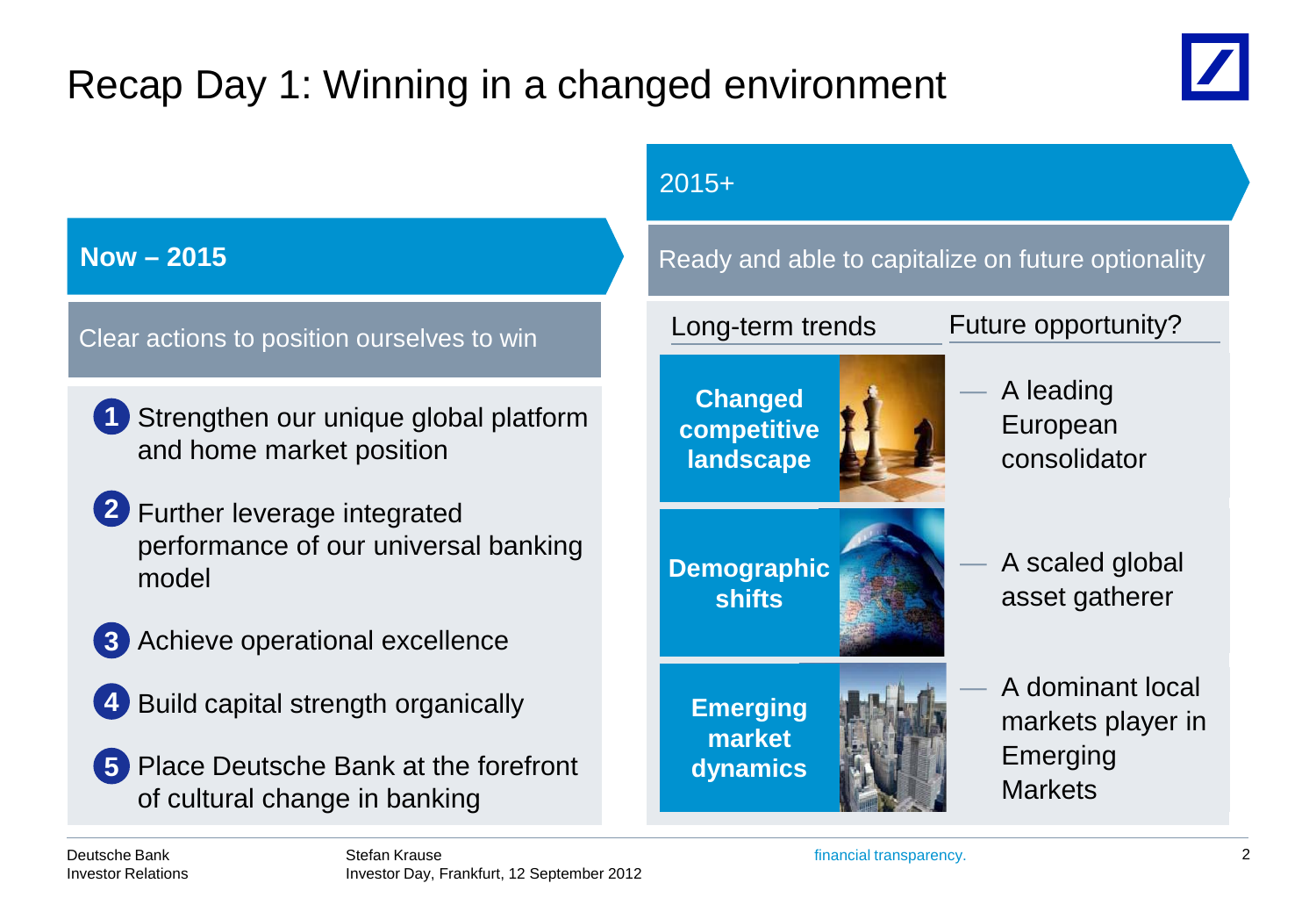# Recap Day 1: Winning in a changed environment

## Now – 2015

**Clear actions to position ourselves to win**

1. Strengthen our unique global platform and home market position
2. Further leverage integrated performance of our universal banking model
3. Achieve operational excellence
4. Build capital strength organically
5. Place Deutsche Bank at the forefront of cultural change in banking

## 2015+

**Ready and able to capitalize on future optionality**

| Long-term trends | Future opportunity? |
|---|---|
| **Changed competitive landscape** | — A leading European consolidator |
| **Demographic shifts** | — A scaled global asset gatherer |
| **Emerging market dynamics** | — A dominant local markets player in Emerging Markets |

Deutsche Bank
Investor Relations

Stefan Krause
Investor Day, Frankfurt, 12 September 2012

financial transparency.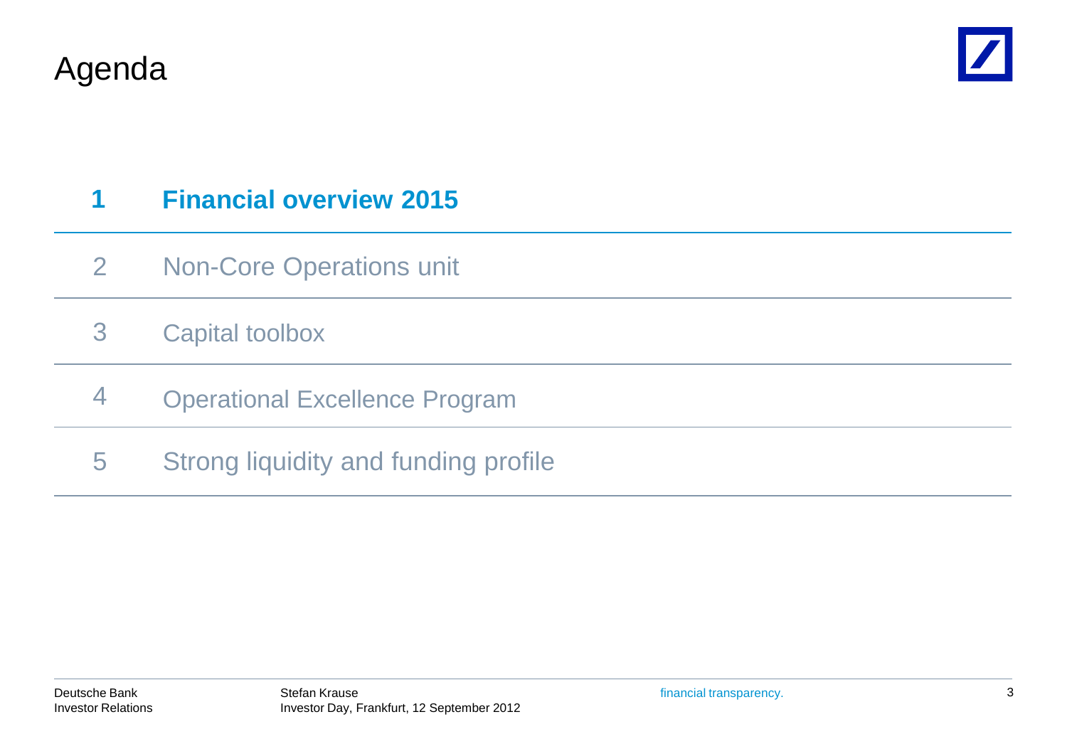# Agenda

| | |
|---|---|
| **1** | **Financial overview 2015** |
| 2 | Non-Core Operations unit |
| 3 | Capital toolbox |
| 4 | Operational Excellence Program |
| 5 | Strong liquidity and funding profile |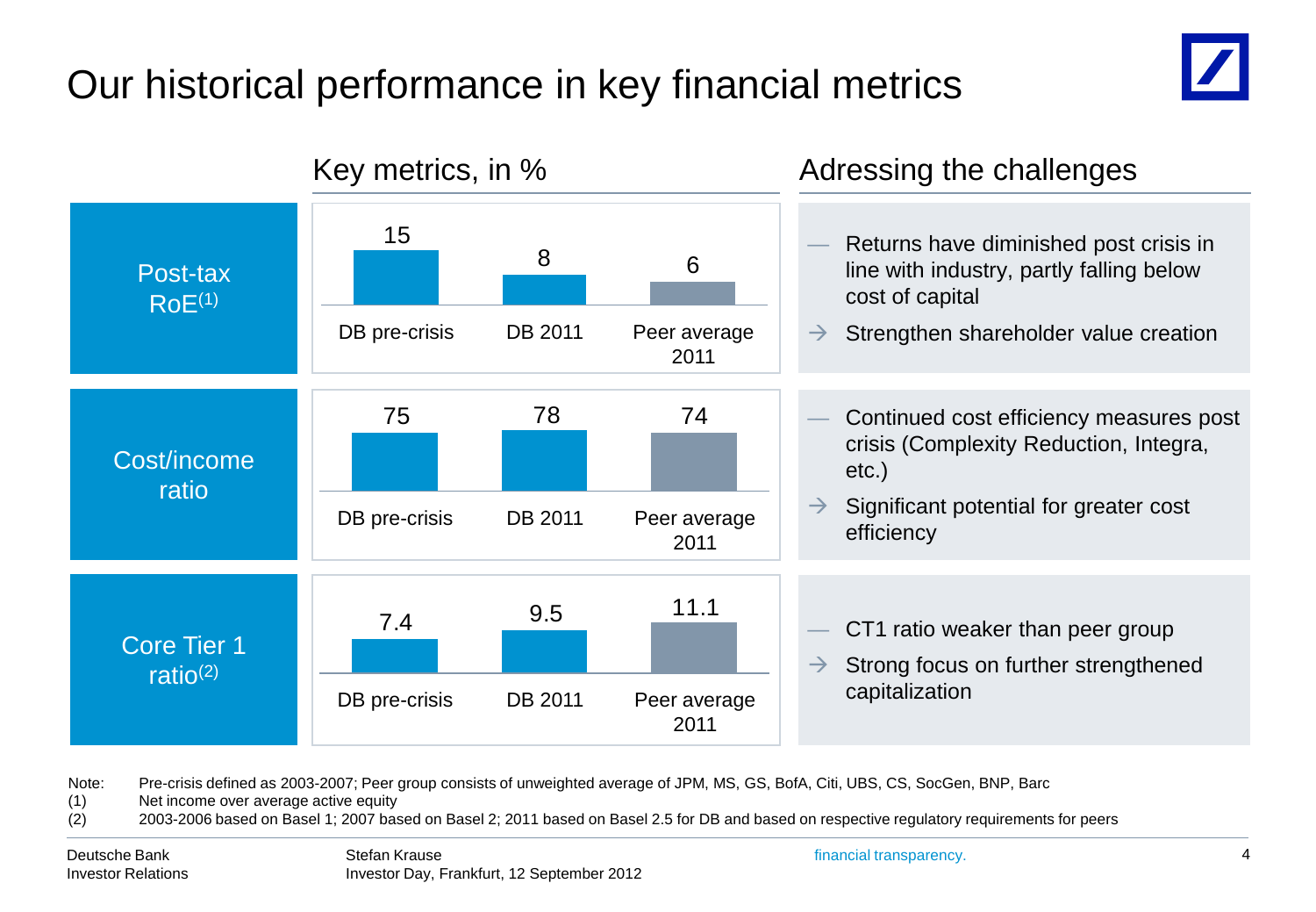# Our historical performance in key financial metrics

## Key metrics, in %

**Post-tax RoE[1]**

15
8
6
DB pre-crisis
DB 2011
Peer average 2011

**Cost/income ratio**

75
78
74
DB pre-crisis
DB 2011
Peer average 2011

**Core Tier 1 ratio[2]**

7.4
9.5
11.1
DB pre-crisis
DB 2011
Peer average 2011

## Adressing the challenges

- Returns have diminished post crisis in line with industry, partly falling below cost of capital
- → Strengthen shareholder value creation

- Continued cost efficiency measures post crisis (Complexity Reduction, Integra, etc.)
- → Significant potential for greater cost efficiency

- CT1 ratio weaker than peer group
- → Strong focus on further strengthened capitalization

Note: Pre-crisis defined as 2003-2007; Peer group consists of unweighted average of JPM, MS, GS, BofA, Citi, UBS, CS, SocGen, BNP, Barc

(1) Net income over average active equity

(2) 2003-2006 based on Basel 1; 2007 based on Basel 2; 2011 based on Basel 2.5 for DB and based on respective regulatory requirements for peers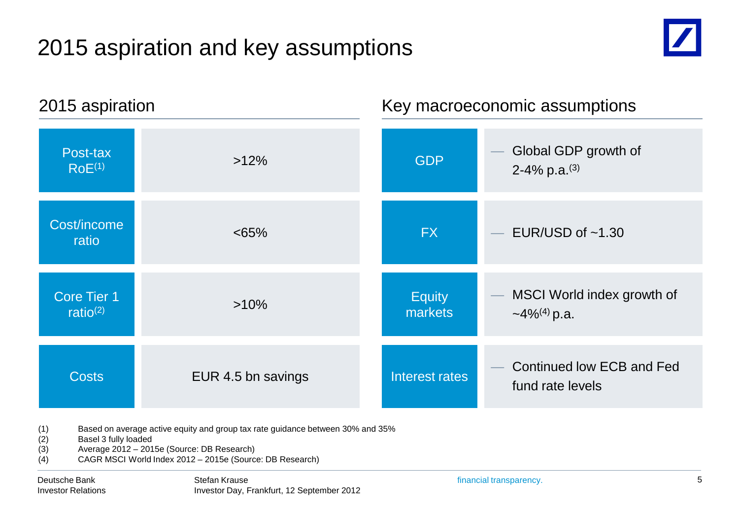# 2015 aspiration and key assumptions

## 2015 aspiration

| | |
|---|---|
| Post-tax RoE[1] | >12% |
| Cost/income ratio | <65% |
| Core Tier 1 ratio[2] | >10% |
| Costs | EUR 4.5 bn savings |

## Key macroeconomic assumptions

| | |
|---|---|
| GDP | — Global GDP growth of 2-4% p.a.[3] |
| FX | — EUR/USD of ~1.30 |
| Equity markets | — MSCI World index growth of ~4%[4] p.a. |
| Interest rates | — Continued low ECB and Fed fund rate levels |

(1) Based on average active equity and group tax rate guidance between 30% and 35%
(2) Basel 3 fully loaded
(3) Average 2012 – 2015e (Source: DB Research)
(4) CAGR MSCI World Index 2012 – 2015e (Source: DB Research)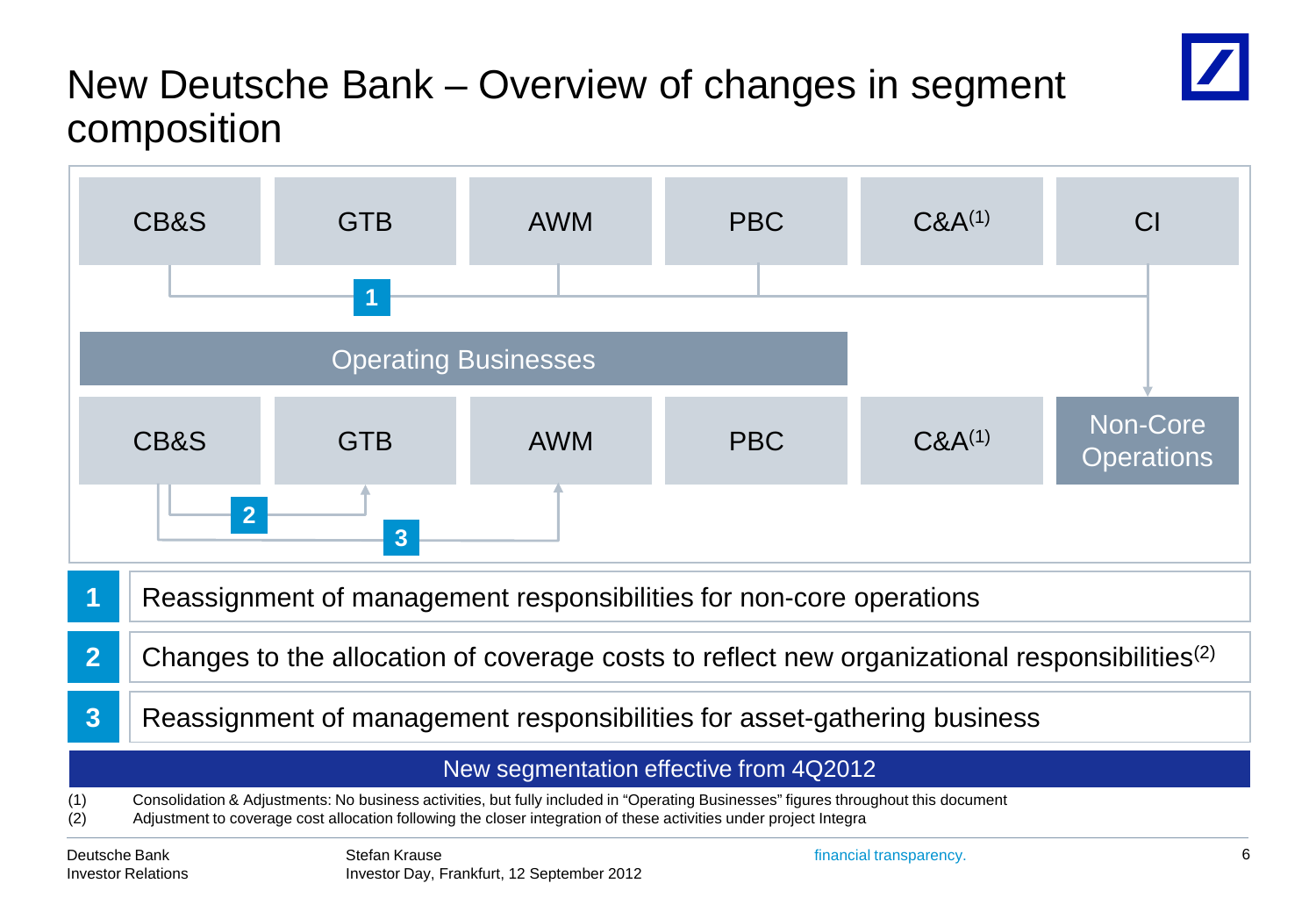# New Deutsche Bank – Overview of changes in segment composition

CB&S

GTB

AWM

PBC

C&A[(1)]

CI

1

Operating Businesses

CB&S

GTB

AWM

PBC

C&A[(1)]

Non-Core Operations

2

3

| | |
|---|---|
| **1** | Reassignment of management responsibilities for non-core operations |
| **2** | Changes to the allocation of coverage costs to reflect new organizational responsibilities[(2)] |
| **3** | Reassignment of management responsibilities for asset-gathering business |

**New segmentation effective from 4Q2012**

(1) Consolidation & Adjustments: No business activities, but fully included in "Operating Businesses" figures throughout this document

(2) Adjustment to coverage cost allocation following the closer integration of these activities under project Integra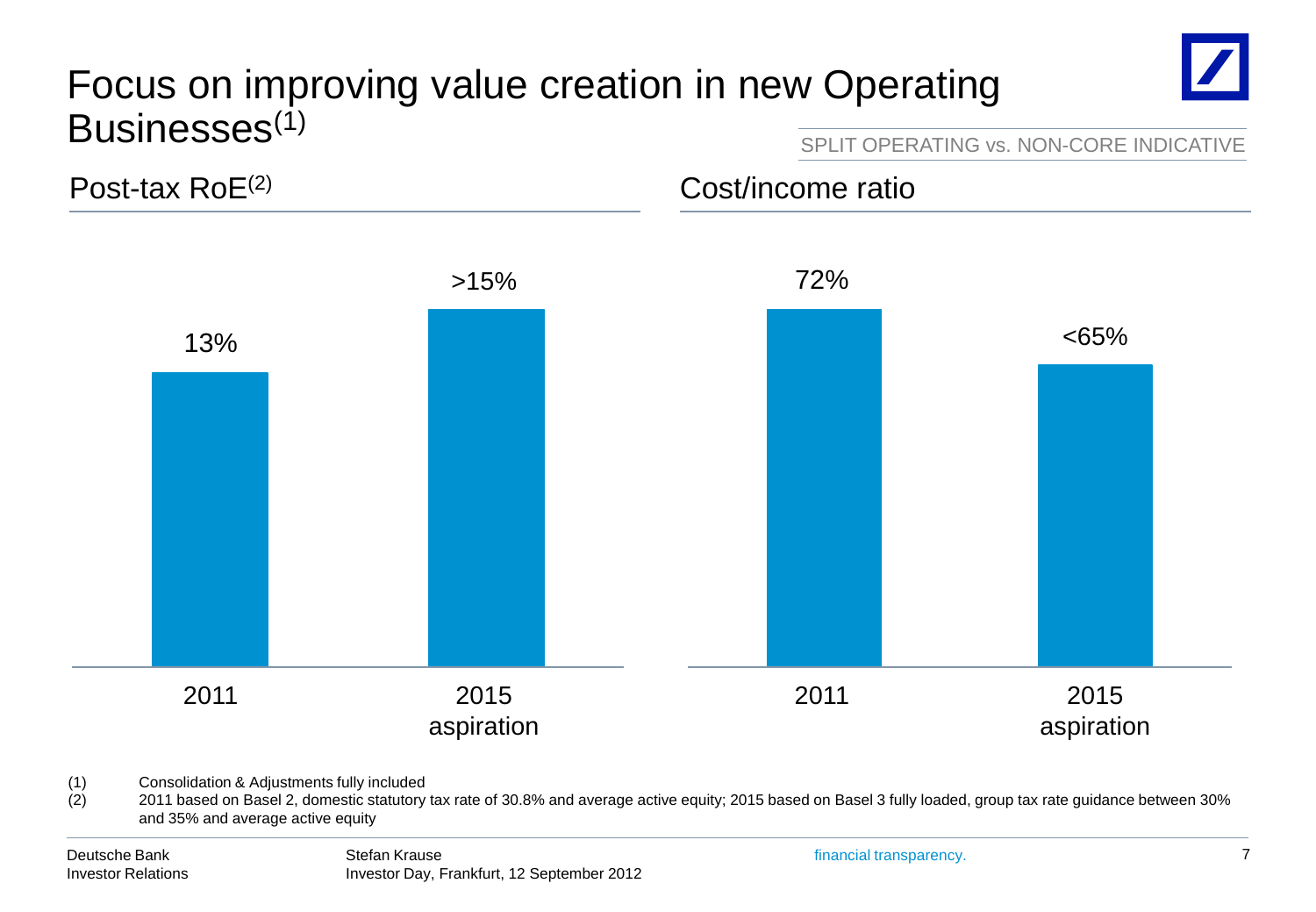# Focus on improving value creation in new Operating Businesses[1]

SPLIT OPERATING vs. NON-CORE INDICATIVE

## Post-tax RoE[2]

13%

>15%

2011

2015 aspiration

## Cost/income ratio

72%

<65%

2011

2015 aspiration

(1) Consolidation & Adjustments fully included

(2) 2011 based on Basel 2, domestic statutory tax rate of 30.8% and average active equity; 2015 based on Basel 3 fully loaded, group tax rate guidance between 30% and 35% and average active equity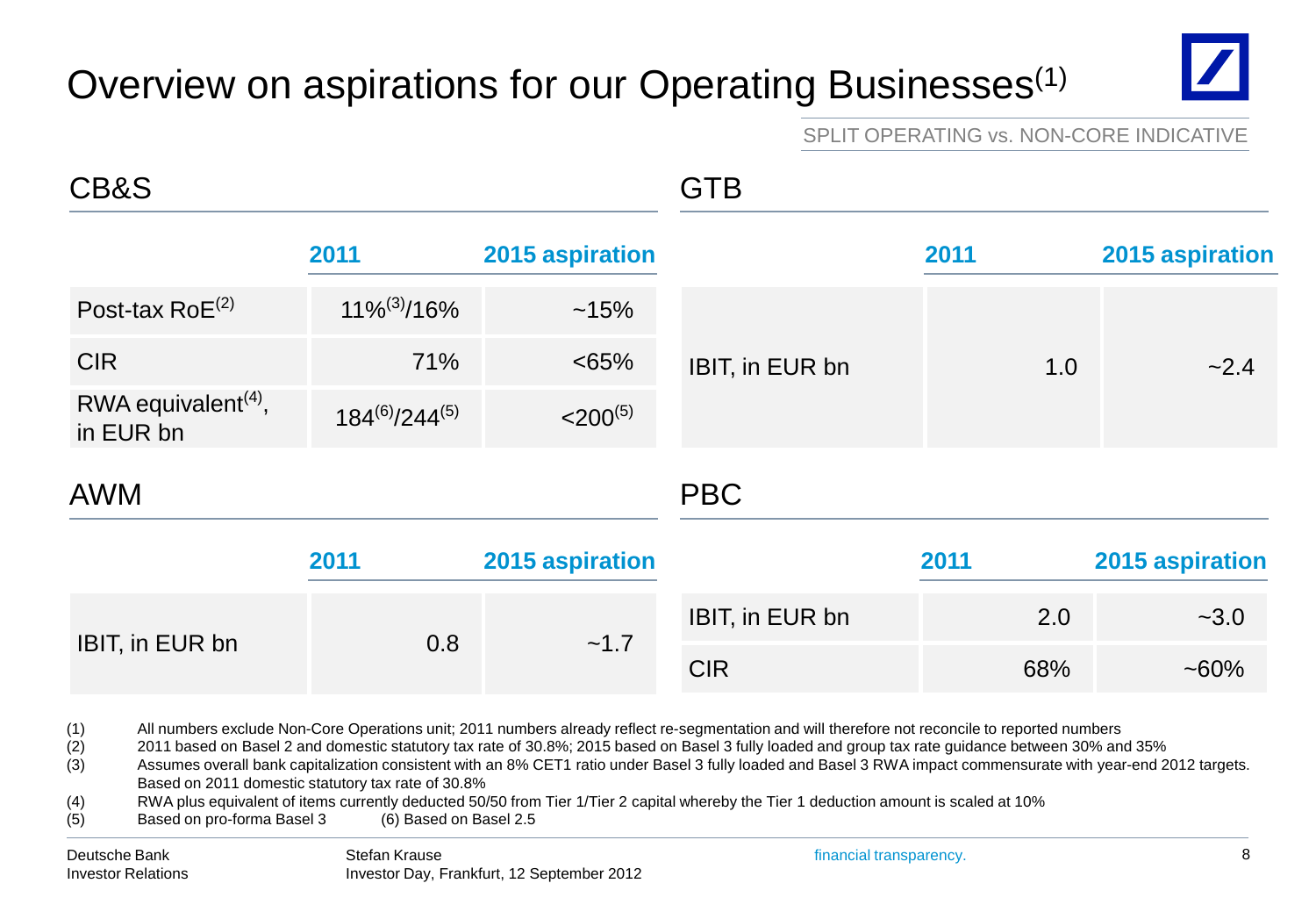# Overview on aspirations for our Operating Businesses[1]

SPLIT OPERATING vs. NON-CORE INDICATIVE

## CB&S

| | 2011 | 2015 aspiration |
|---|---|---|
| Post-tax RoE[2] | 11%[3]/16% | ~15% |
| CIR | 71% | <65% |
| RWA equivalent[4], in EUR bn | 184[6]/244[5] | <200[5] |

## GTB

| | 2011 | 2015 aspiration |
|---|---|---|
| IBIT, in EUR bn | 1.0 | ~2.4 |

## AWM

| | 2011 | 2015 aspiration |
|---|---|---|
| IBIT, in EUR bn | 0.8 | ~1.7 |

## PBC

| | 2011 | 2015 aspiration |
|---|---|---|
| IBIT, in EUR bn | 2.0 | ~3.0 |
| CIR | 68% | ~60% |

(1) All numbers exclude Non-Core Operations unit; 2011 numbers already reflect re-segmentation and will therefore not reconcile to reported numbers
(2) 2011 based on Basel 2 and domestic statutory tax rate of 30.8%; 2015 based on Basel 3 fully loaded and group tax rate guidance between 30% and 35%
(3) Assumes overall bank capitalization consistent with an 8% CET1 ratio under Basel 3 fully loaded and Basel 3 RWA impact commensurate with year-end 2012 targets. Based on 2011 domestic statutory tax rate of 30.8%
(4) RWA plus equivalent of items currently deducted 50/50 from Tier 1/Tier 2 capital whereby the Tier 1 deduction amount is scaled at 10%
(5) Based on pro-forma Basel 3 (6) Based on Basel 2.5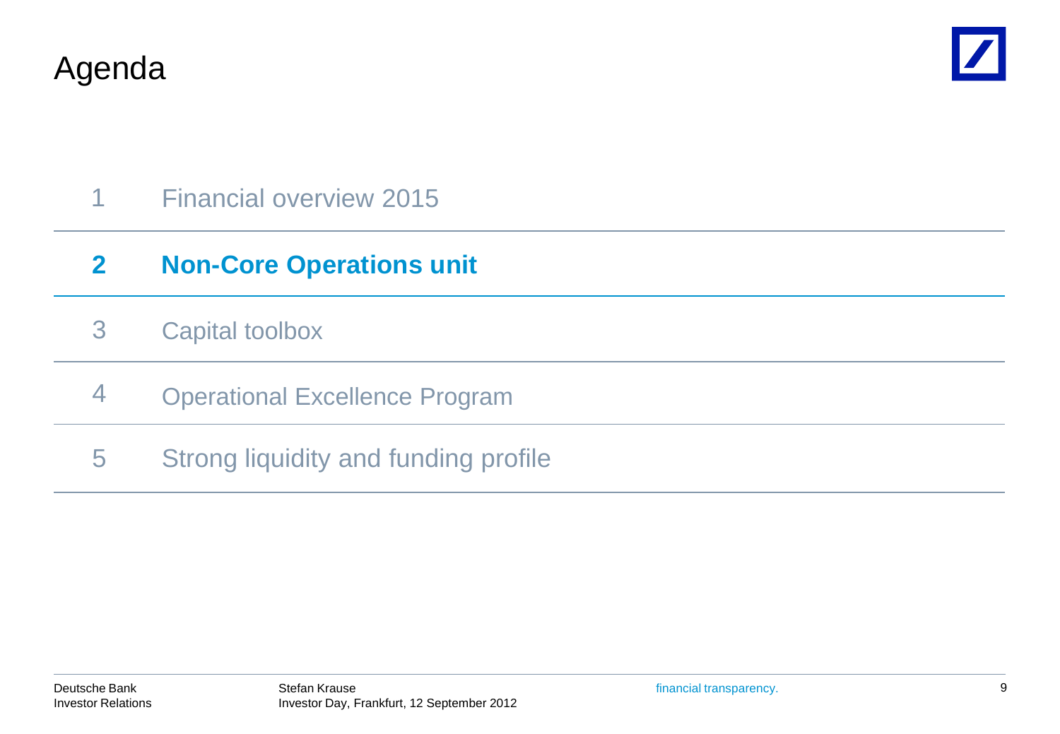# Agenda

1 Financial overview 2015

**2 Non-Core Operations unit**

3 Capital toolbox

4 Operational Excellence Program

5 Strong liquidity and funding profile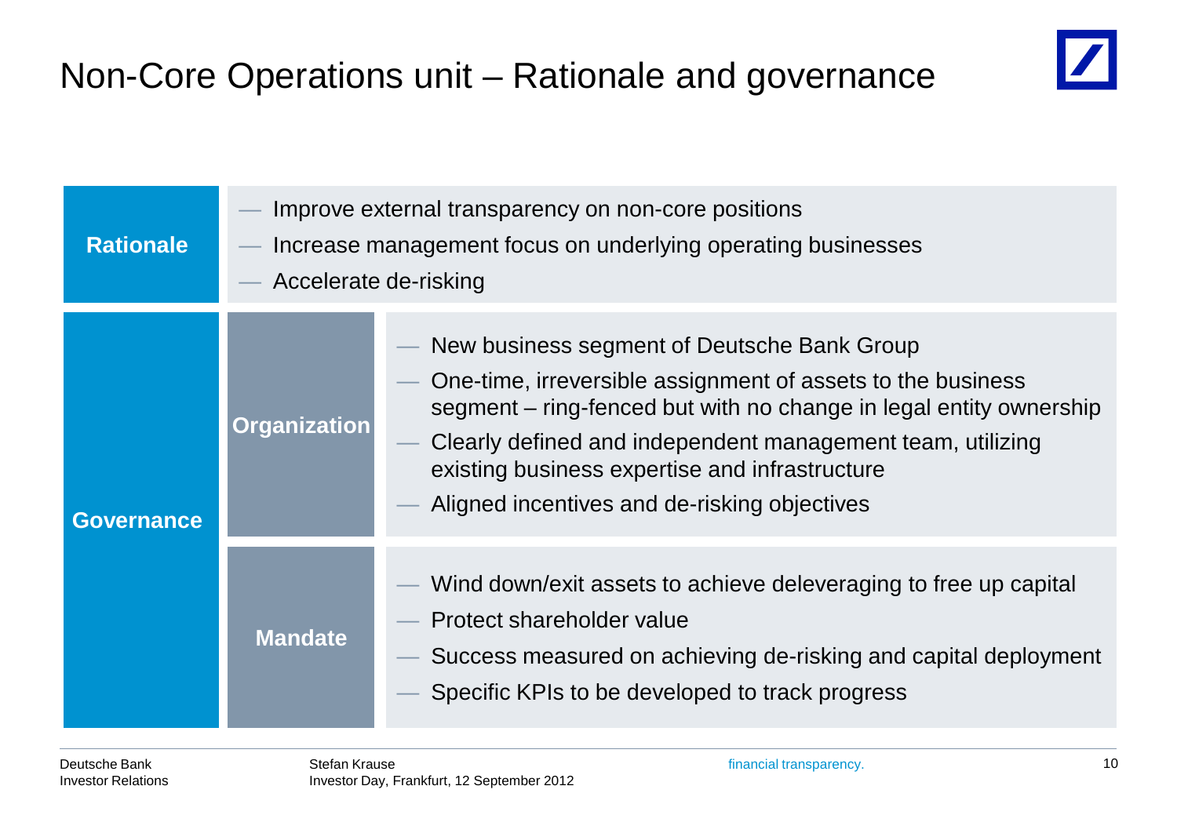# Non-Core Operations unit – Rationale and governance

## Rationale

- Improve external transparency on non-core positions
- Increase management focus on underlying operating businesses
- Accelerate de-risking

## Governance

### Organization

- New business segment of Deutsche Bank Group
- One-time, irreversible assignment of assets to the business segment – ring-fenced but with no change in legal entity ownership
- Clearly defined and independent management team, utilizing existing business expertise and infrastructure
- Aligned incentives and de-risking objectives

### Mandate

- Wind down/exit assets to achieve deleveraging to free up capital
- Protect shareholder value
- Success measured on achieving de-risking and capital deployment
- Specific KPIs to be developed to track progress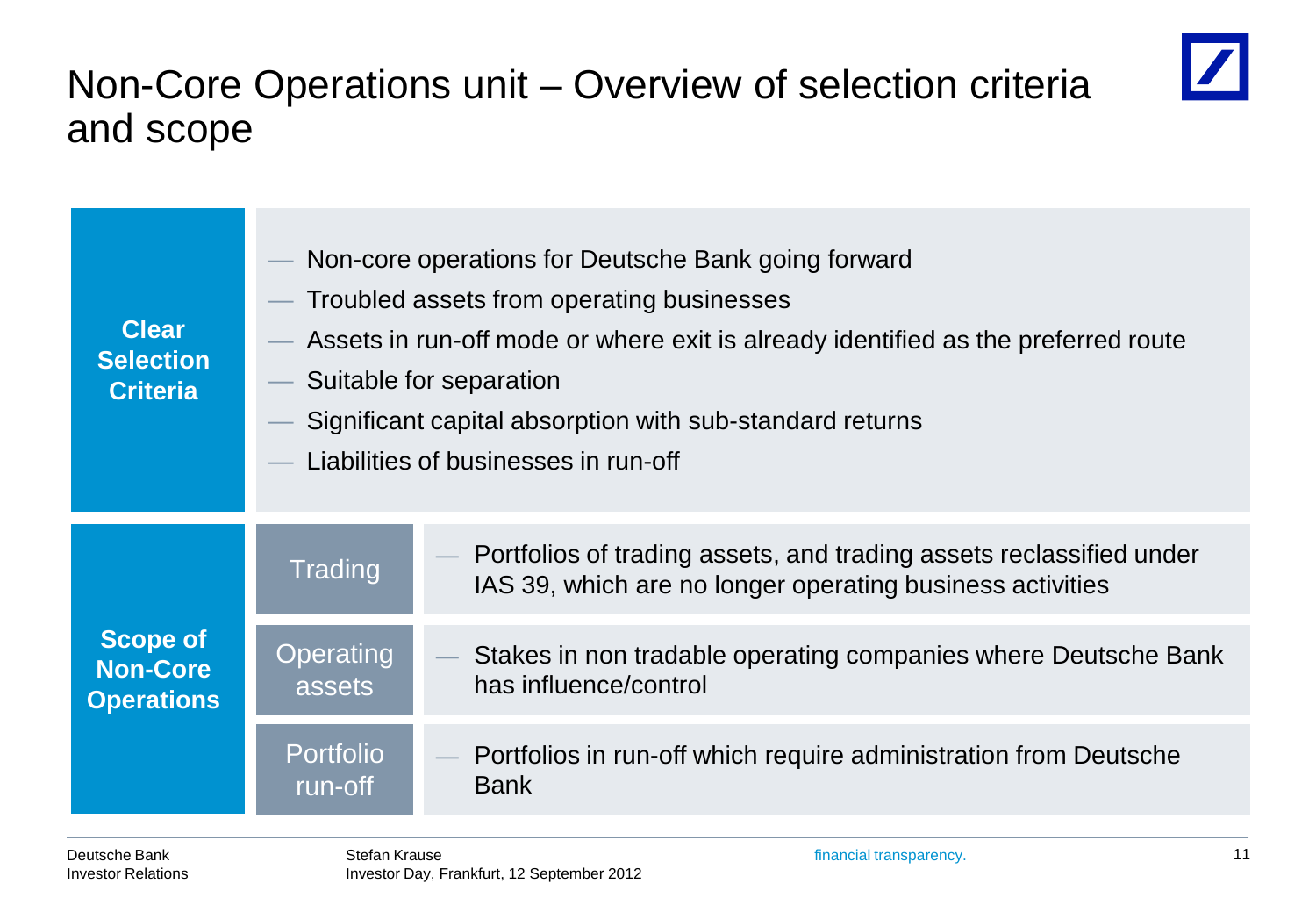# Non-Core Operations unit – Overview of selection criteria and scope

**Clear Selection Criteria**

- Non-core operations for Deutsche Bank going forward
- Troubled assets from operating businesses
- Assets in run-off mode or where exit is already identified as the preferred route
- Suitable for separation
- Significant capital absorption with sub-standard returns
- Liabilities of businesses in run-off

**Scope of Non-Core Operations**

| | |
|---|---|
| Trading | Portfolios of trading assets, and trading assets reclassified under IAS 39, which are no longer operating business activities |
| Operating assets | Stakes in non tradable operating companies where Deutsche Bank has influence/control |
| Portfolio run-off | Portfolios in run-off which require administration from Deutsche Bank |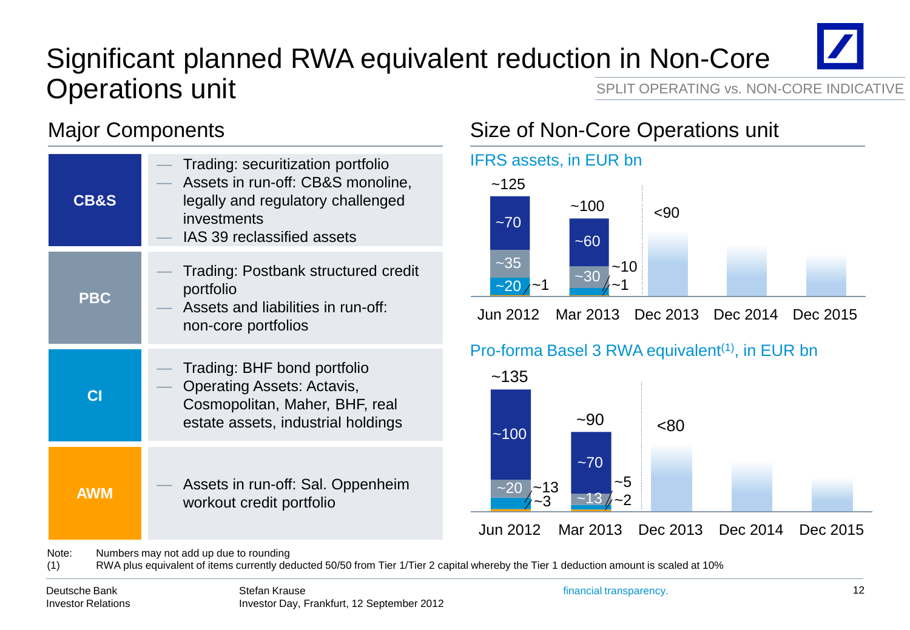# Significant planned RWA equivalent reduction in Non-Core Operations unit

SPLIT OPERATING vs. NON-CORE INDICATIVE

## Major Components

| | |
|---|---|
| **CB&S** | — Trading: securitization portfolio<br>— Assets in run-off: CB&S monoline, legally and regulatory challenged investments<br>— IAS 39 reclassified assets |
| **PBC** | — Trading: Postbank structured credit portfolio<br>— Assets and liabilities in run-off: non-core portfolios |
| **CI** | — Trading: BHF bond portfolio<br>— Operating Assets: Actavis, Cosmopolitan, Maher, BHF, real estate assets, industrial holdings |
| **AWM** | — Assets in run-off: Sal. Oppenheim workout credit portfolio |

## Size of Non-Core Operations unit

IFRS assets, in EUR bn

~125
~70
~35
~20
~1
~100
~60
~30
~10
~1
<90

Jun 2012 Mar 2013 Dec 2013 Dec 2014 Dec 2015

Pro-forma Basel 3 RWA equivalent[(1)], in EUR bn

~135
~100
~20
~13
~3
~90
~70
~13
~5
~2
<80

Jun 2012 Mar 2013 Dec 2013 Dec 2014 Dec 2015

Note: Numbers may not add up due to rounding
(1) RWA plus equivalent of items currently deducted 50/50 from Tier 1/Tier 2 capital whereby the Tier 1 deduction amount is scaled at 10%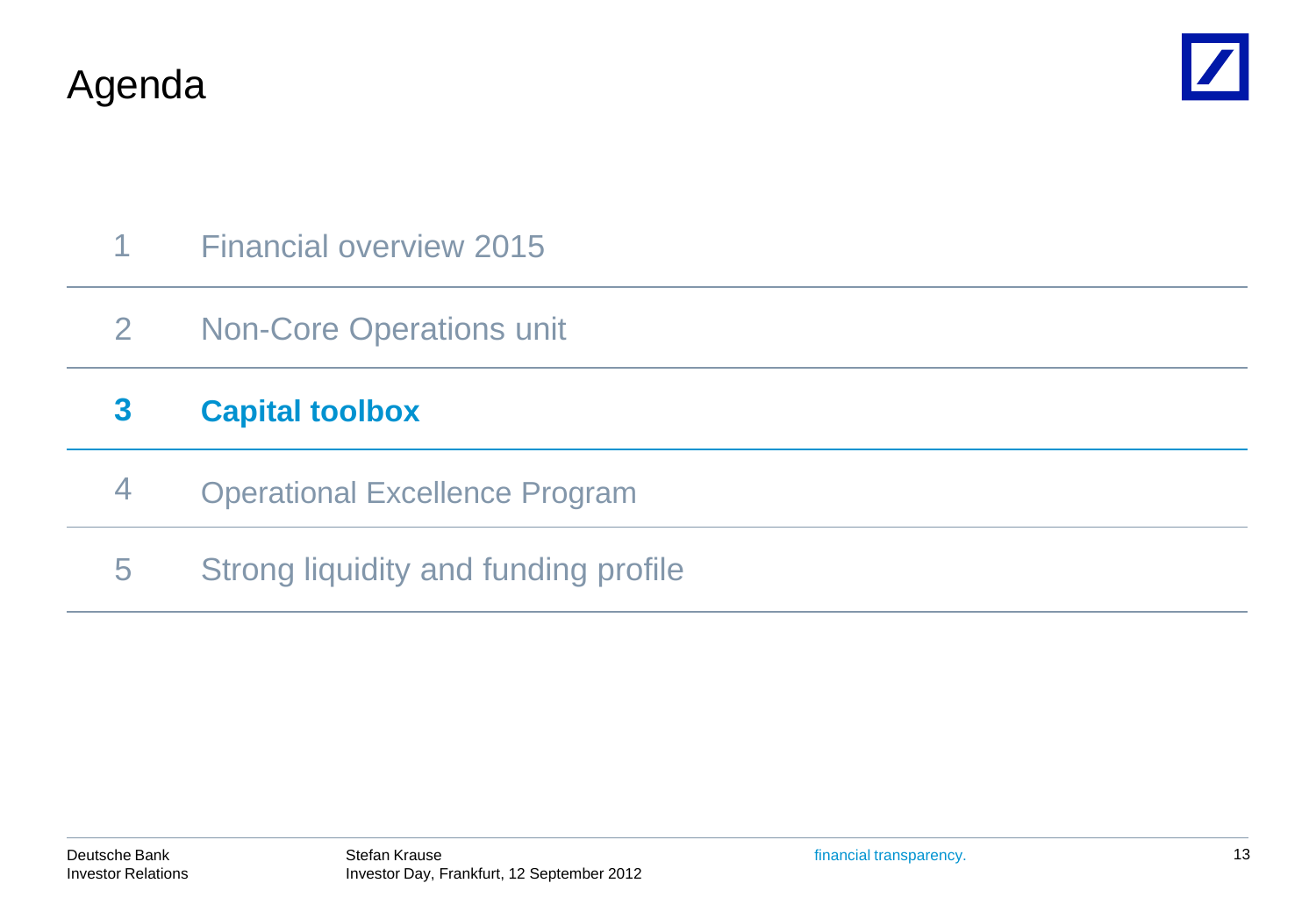# Agenda

1. Financial overview 2015
2. Non-Core Operations unit
3. **Capital toolbox**
4. Operational Excellence Program
5. Strong liquidity and funding profile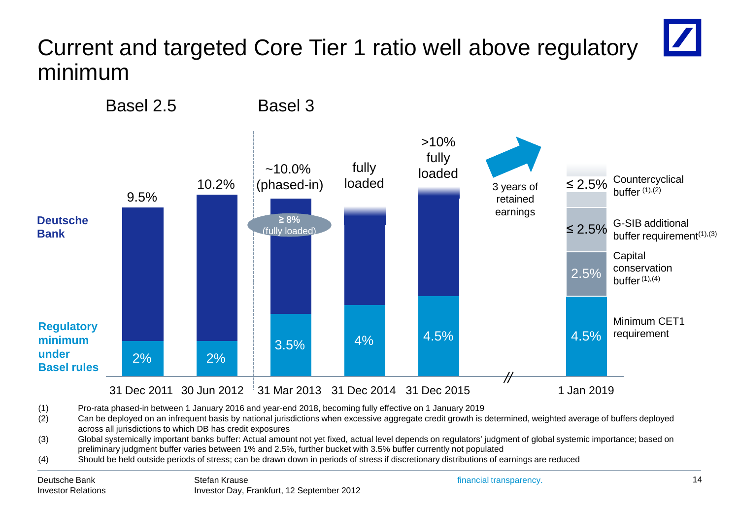# Current and targeted Core Tier 1 ratio well above regulatory minimum

Basel 2.5

Basel 3

Deutsche Bank

Regulatory minimum under Basel rules

9.5%
2%
31 Dec 2011

10.2%
2%
30 Jun 2012

~10.0% (phased-in)
≥ 8% (fully loaded)
3.5%
31 Mar 2013

fully loaded
4%
31 Dec 2014

>10% fully loaded
4.5%
31 Dec 2015

3 years of retained earnings

≤ 2.5% Countercyclical buffer (1),(2)
≤ 2.5% G-SIB additional buffer requirement(1),(3)
2.5% Capital conservation buffer (1),(4)
4.5% Minimum CET1 requirement
1 Jan 2019

(1) Pro-rata phased-in between 1 January 2016 and year-end 2018, becoming fully effective on 1 January 2019

(2) Can be deployed on an infrequent basis by national jurisdictions when excessive aggregate credit growth is determined, weighted average of buffers deployed across all jurisdictions to which DB has credit exposures

(3) Global systemically important banks buffer: Actual amount not yet fixed, actual level depends on regulators' judgment of global systemic importance; based on preliminary judgment buffer varies between 1% and 2.5%, further bucket with 3.5% buffer currently not populated

(4) Should be held outside periods of stress; can be drawn down in periods of stress if discretionary distributions of earnings are reduced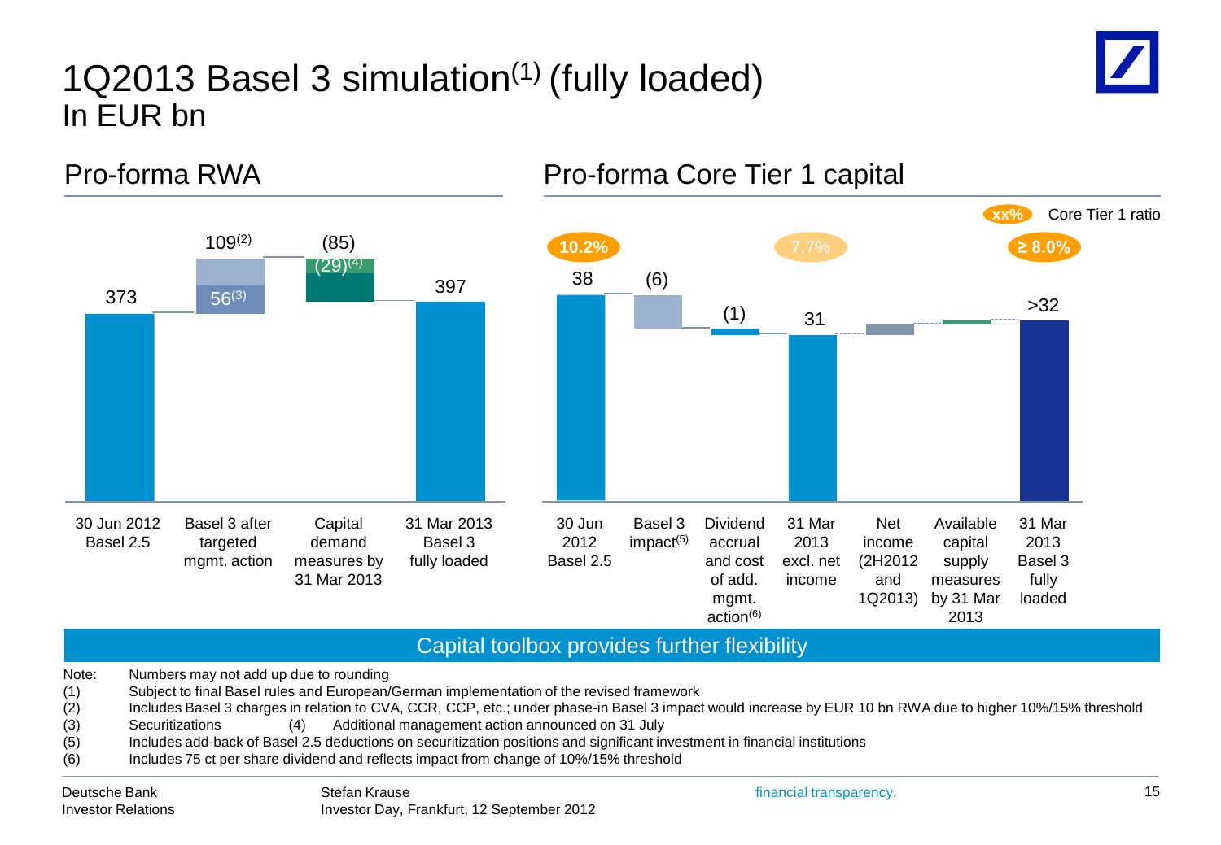# 1Q2013 Basel 3 simulation[1] (fully loaded)

In EUR bn

## Pro-forma RWA

373

109[2]

56[3]

(85)

(29)[4]

397

30 Jun 2012 Basel 2.5

Basel 3 after targeted mgmt. action

Capital demand measures by 31 Mar 2013

31 Mar 2013 Basel 3 fully loaded

## Pro-forma Core Tier 1 capital

xx% Core Tier 1 ratio

10.2%

7.7%

≥ 8.0%

38

(6)

(1)

31

>32

30 Jun 2012 Basel 2.5

Basel 3 impact[5]

Dividend accrual and cost of add. mgmt. action[6]

31 Mar 2013 excl. net income

Net income (2H2012 and 1Q2013)

Available capital supply measures by 31 Mar 2013

31 Mar 2013 Basel 3 fully loaded

**Capital toolbox provides further flexibility**

Note: Numbers may not add up due to rounding

(1) Subject to final Basel rules and European/German implementation of the revised framework

(2) Includes Basel 3 charges in relation to CVA, CCR, CCP, etc.; under phase-in Basel 3 impact would increase by EUR 10 bn RWA due to higher 10%/15% threshold

(3) Securitizations (4) Additional management action announced on 31 July

(5) Includes add-back of Basel 2.5 deductions on securitization positions and significant investment in financial institutions

(6) Includes 75 ct per share dividend and reflects impact from change of 10%/15% threshold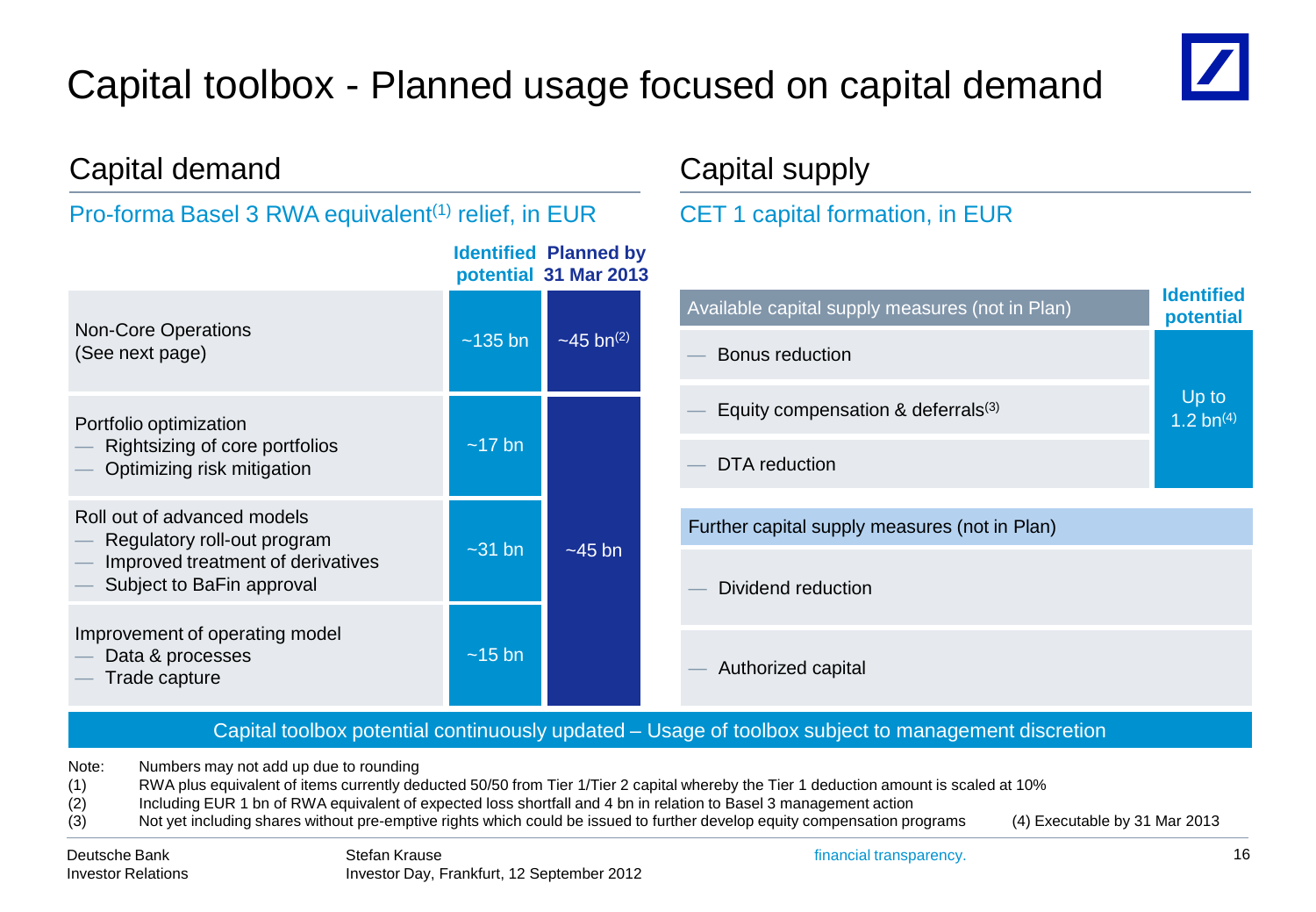# Capital toolbox - Planned usage focused on capital demand

## Capital demand

### Pro-forma Basel 3 RWA equivalent[1] relief, in EUR

| | Identified potential | Planned by 31 Mar 2013 |
|---|---|---|
| Non-Core Operations (See next page) | ~135 bn | ~45 bn[2] |
| Portfolio optimization<br>— Rightsizing of core portfolios<br>— Optimizing risk mitigation | ~17 bn | ~45 bn |
| Roll out of advanced models<br>— Regulatory roll-out program<br>— Improved treatment of derivatives<br>— Subject to BaFin approval | ~31 bn | |
| Improvement of operating model<br>— Data & processes<br>— Trade capture | ~15 bn | |

## Capital supply

### CET 1 capital formation, in EUR

| Available capital supply measures (not in Plan) | Identified potential |
|---|---|
| — Bonus reduction | Up to 1.2 bn[4] |
| — Equity compensation & deferrals[3] | |
| — DTA reduction | |

**Further capital supply measures (not in Plan)**

- Dividend reduction
- Authorized capital

**Capital toolbox potential continuously updated – Usage of toolbox subject to management discretion**

Note: Numbers may not add up due to rounding

(1) RWA plus equivalent of items currently deducted 50/50 from Tier 1/Tier 2 capital whereby the Tier 1 deduction amount is scaled at 10%

(2) Including EUR 1 bn of RWA equivalent of expected loss shortfall and 4 bn in relation to Basel 3 management action

(3) Not yet including shares without pre-emptive rights which could be issued to further develop equity compensation programs

(4) Executable by 31 Mar 2013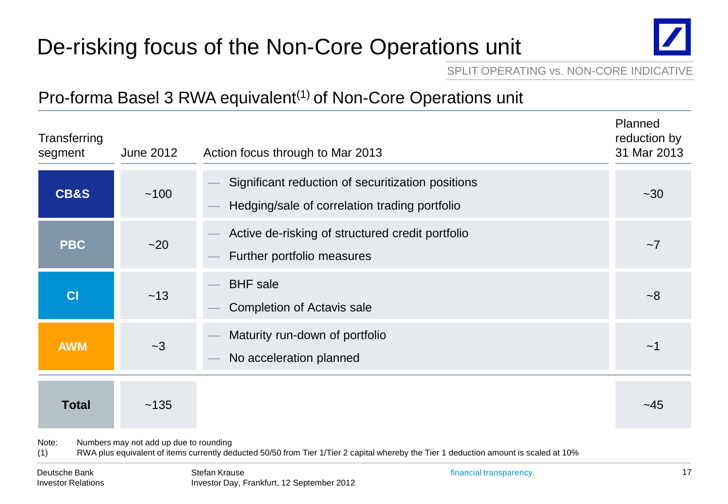# De-risking focus of the Non-Core Operations unit

SPLIT OPERATING vs. NON-CORE INDICATIVE

## Pro-forma Basel 3 RWA equivalent[1] of Non-Core Operations unit

| Transferring segment | June 2012 | Action focus through to Mar 2013 | Planned reduction by 31 Mar 2013 |
|---|---|---|---|
| **CB&S** | ~100 | — Significant reduction of securitization positions<br>— Hedging/sale of correlation trading portfolio | ~30 |
| **PBC** | ~20 | — Active de-risking of structured credit portfolio<br>— Further portfolio measures | ~7 |
| **CI** | ~13 | — BHF sale<br>— Completion of Actavis sale | ~8 |
| **AWM** | ~3 | — Maturity run-down of portfolio<br>— No acceleration planned | ~1 |
| **Total** | ~135 | | ~45 |

Note: Numbers may not add up due to rounding

(1) RWA plus equivalent of items currently deducted 50/50 from Tier 1/Tier 2 capital whereby the Tier 1 deduction amount is scaled at 10%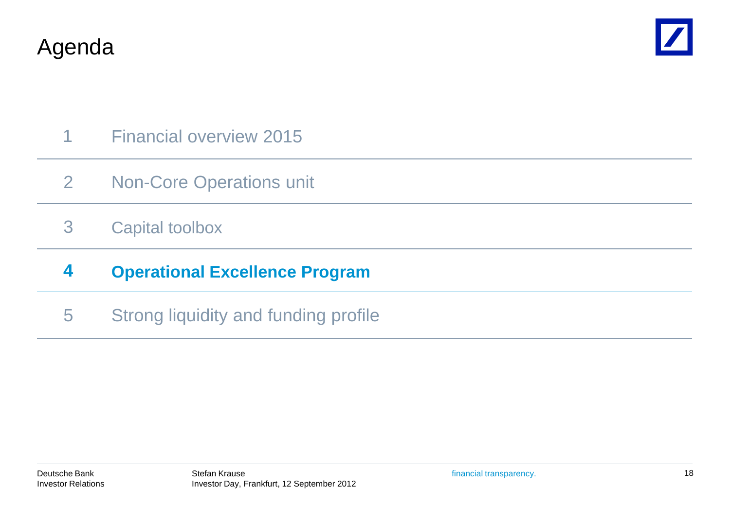# Agenda

1 Financial overview 2015

2 Non-Core Operations unit

3 Capital toolbox

**4 Operational Excellence Program**

5 Strong liquidity and funding profile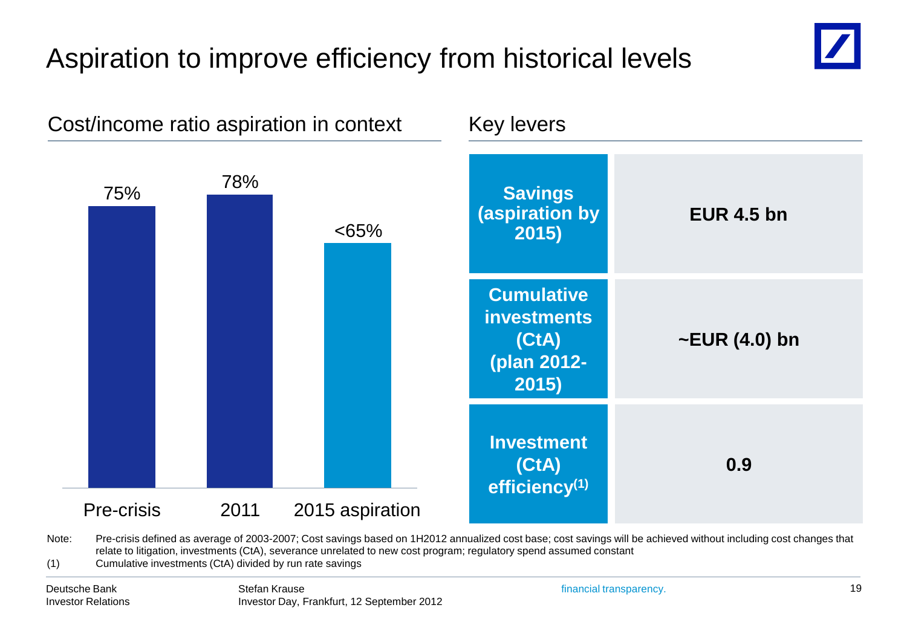# Aspiration to improve efficiency from historical levels

## Cost/income ratio aspiration in context

75%
78%
<65%

Pre-crisis
2011
2015 aspiration

## Key levers

| | |
|---|---|
| **Savings (aspiration by 2015)** | **EUR 4.5 bn** |
| **Cumulative investments (CtA) (plan 2012-2015)** | **~EUR (4.0) bn** |
| **Investment (CtA) efficiency[(1)]** | **0.9** |

Note: Pre-crisis defined as average of 2003-2007; Cost savings based on 1H2012 annualized cost base; cost savings will be achieved without including cost changes that relate to litigation, investments (CtA), severance unrelated to new cost program; regulatory spend assumed constant

(1) Cumulative investments (CtA) divided by run rate savings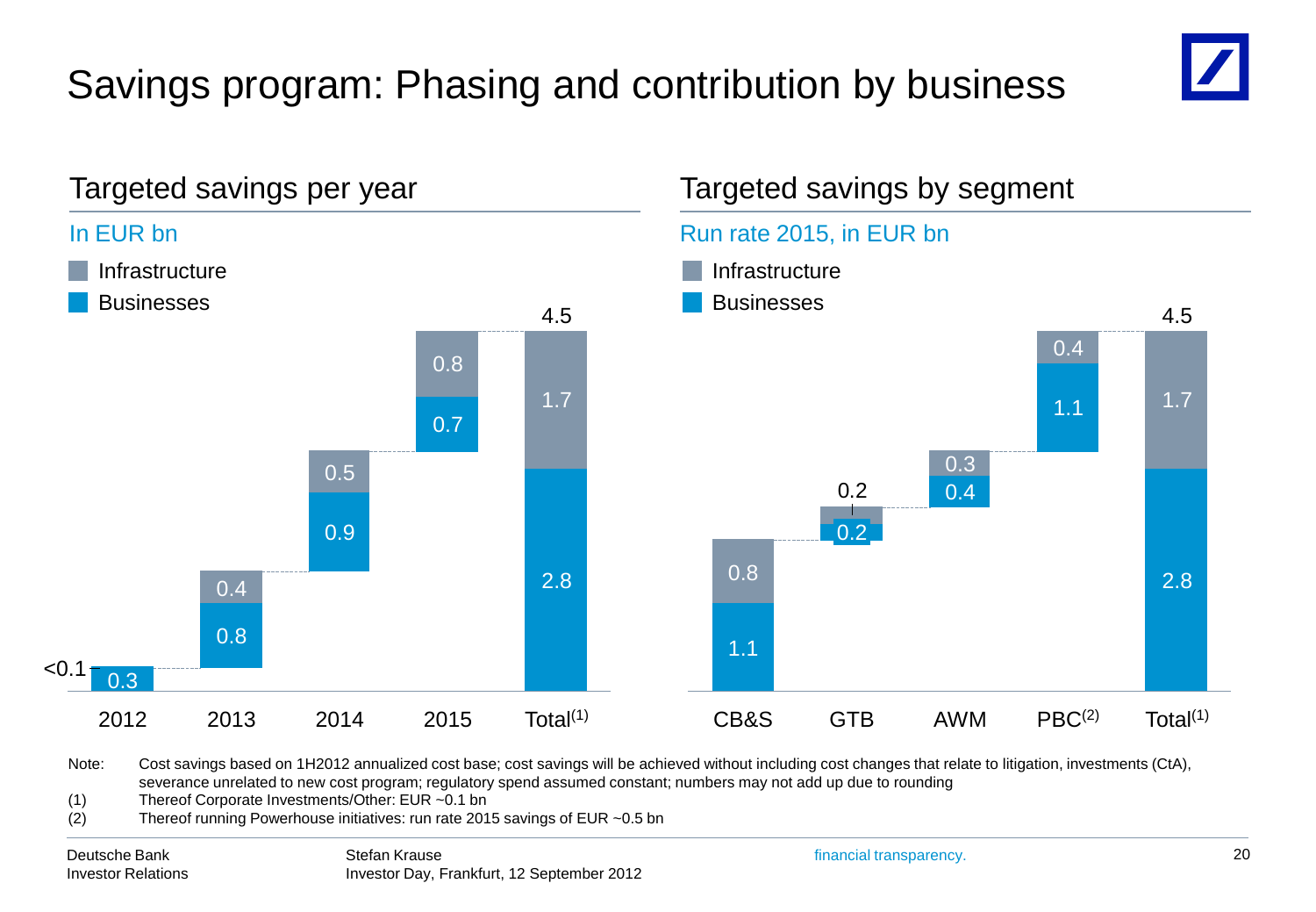# Savings program: Phasing and contribution by business

## Targeted savings per year

In EUR bn

Infrastructure

Businesses

<0.1

0.3

2012

0.4

0.8

2013

0.5

0.9

2014

0.8

0.7

2015

4.5

1.7

2.8

Total[1]

## Targeted savings by segment

Run rate 2015, in EUR bn

Infrastructure

Businesses

0.8

1.1

CB&S

0.2

0.2

GTB

0.3

0.4

AWM

0.4

1.1

PBC[2]

4.5

1.7

2.8

Total[1]

Note: Cost savings based on 1H2012 annualized cost base; cost savings will be achieved without including cost changes that relate to litigation, investments (CtA), severance unrelated to new cost program; regulatory spend assumed constant; numbers may not add up due to rounding

(1) Thereof Corporate Investments/Other: EUR ~0.1 bn

(2) Thereof running Powerhouse initiatives: run rate 2015 savings of EUR ~0.5 bn

Deutsche Bank
Investor Relations

Stefan Krause
Investor Day, Frankfurt, 12 September 2012

financial transparency.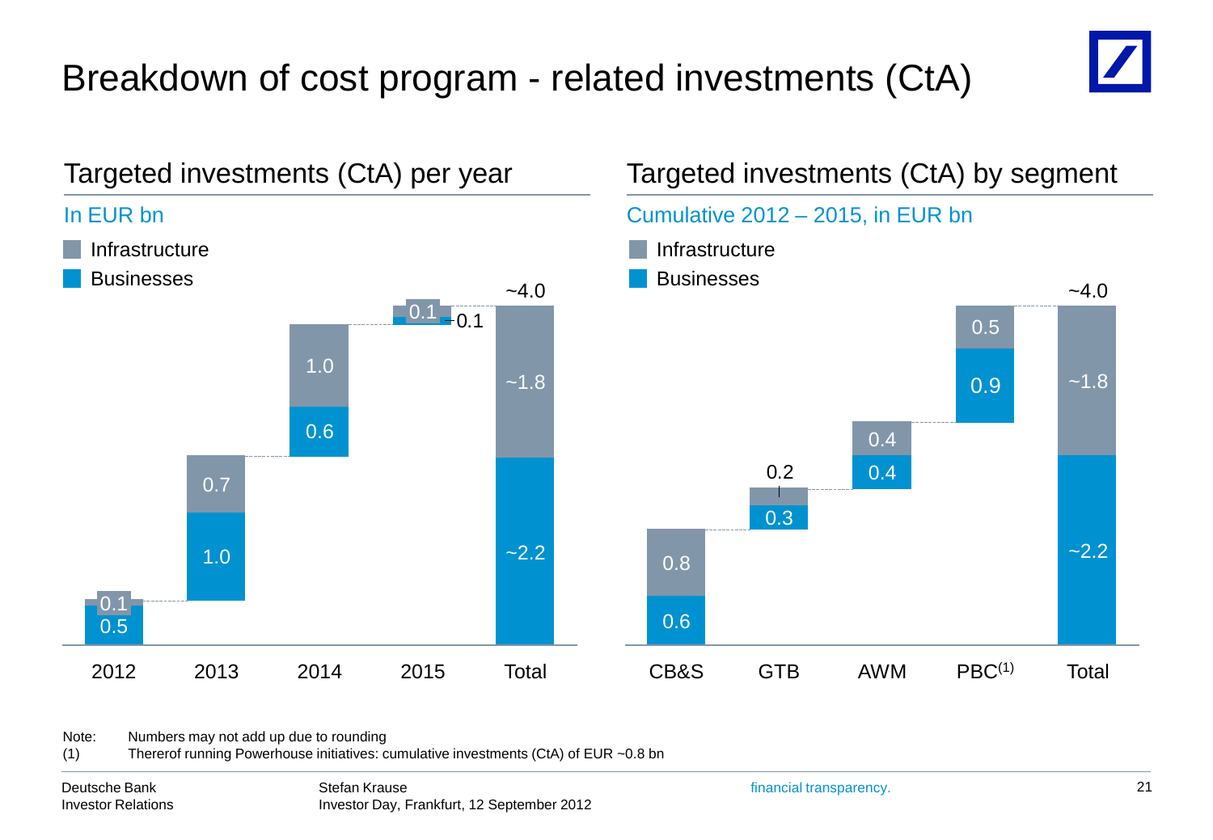# Breakdown of cost program - related investments (CtA)

## Targeted investments (CtA) per year

In EUR bn

Infrastructure
Businesses

0.1
0.5
2012

0.7
1.0
2013

1.0
0.6
2014

0.1
0.1
2015

~4.0
~1.8
~2.2
Total

## Targeted investments (CtA) by segment

Cumulative 2012 – 2015, in EUR bn

Infrastructure
Businesses

0.8
0.6
CB&S

0.2
0.3
GTB

0.4
0.4
AWM

0.5
0.9
PBC[1]

~4.0
~1.8
~2.2
Total

Note: Numbers may not add up due to rounding
(1) Thererof running Powerhouse initiatives: cumulative investments (CtA) of EUR ~0.8 bn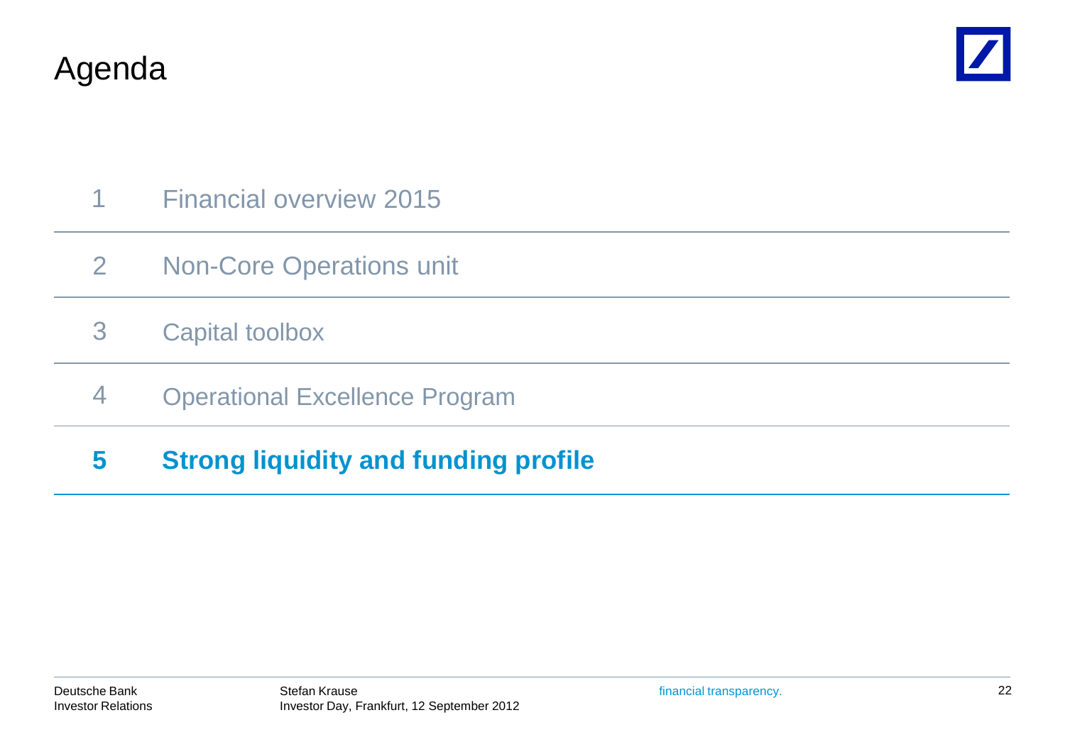# Agenda

1. Financial overview 2015
2. Non-Core Operations unit
3. Capital toolbox
4. Operational Excellence Program
5. **Strong liquidity and funding profile**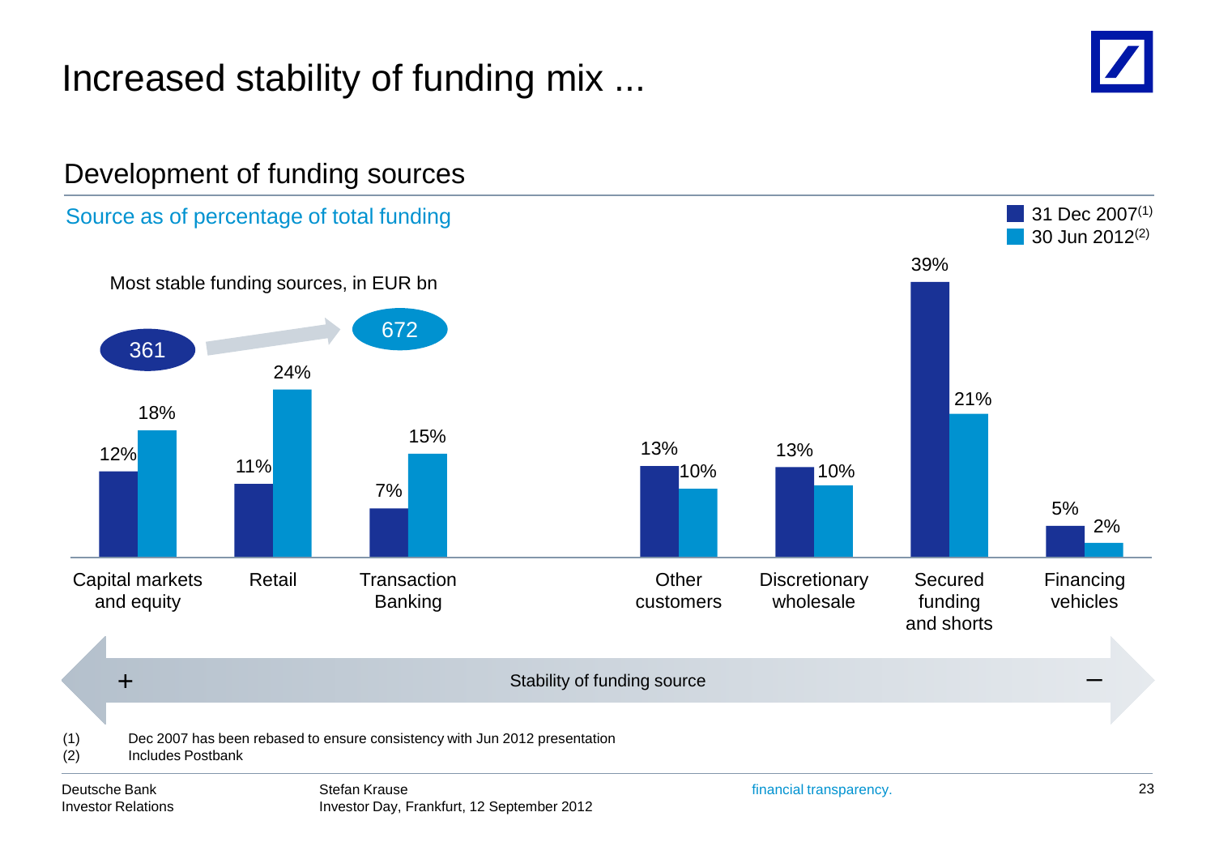# Increased stability of funding mix ...

## Development of funding sources

Source as of percentage of total funding

31 Dec 2007[1]
30 Jun 2012[2]

Most stable funding sources, in EUR bn

361
672

12%
18%
Capital markets and equity

11%
24%
Retail

7%
15%
Transaction Banking

13%
10%
Other customers

13%
10%
Discretionary wholesale

39%
21%
Secured funding and shorts

5%
2%
Financing vehicles

+ Stability of funding source −

(1) Dec 2007 has been rebased to ensure consistency with Jun 2012 presentation
(2) Includes Postbank

Deutsche Bank
Investor Relations

Stefan Krause
Investor Day, Frankfurt, 12 September 2012

financial transparency.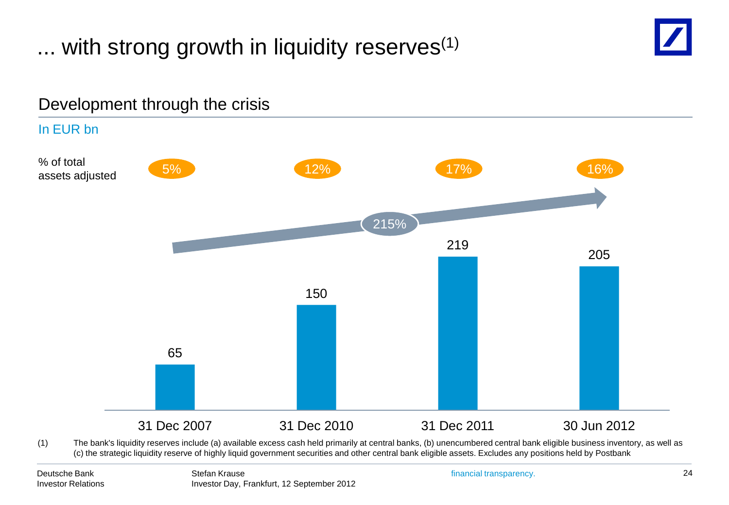# ... with strong growth in liquidity reserves[1]

## Development through the crisis

In EUR bn

% of total assets adjusted

5%

12%

17%

16%

215%

65

150

219

205

31 Dec 2007

31 Dec 2010

31 Dec 2011

30 Jun 2012

(1) The bank's liquidity reserves include (a) available excess cash held primarily at central banks, (b) unencumbered central bank eligible business inventory, as well as (c) the strategic liquidity reserve of highly liquid government securities and other central bank eligible assets. Excludes any positions held by Postbank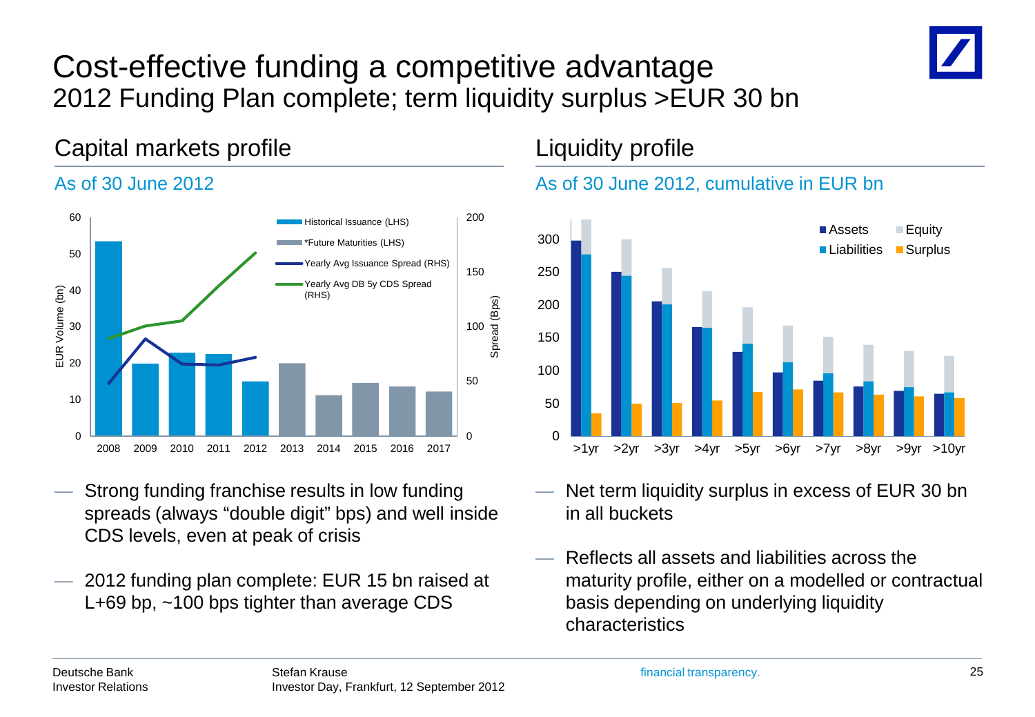# Cost-effective funding a competitive advantage

## 2012 Funding Plan complete; term liquidity surplus >EUR 30 bn

### Capital markets profile

As of 30 June 2012

Historical Issuance (LHS)
*Future Maturities (LHS)
Yearly Avg Issuance Spread (RHS)
Yearly Avg DB 5y CDS Spread (RHS)

EUR Volume (bn)
60
50
40
30
20
10
0

Spread (Bps)
200
150
100
50
0

2008 2009 2010 2011 2012 2013 2014 2015 2016 2017

- Strong funding franchise results in low funding spreads (always "double digit" bps) and well inside CDS levels, even at peak of crisis
- 2012 funding plan complete: EUR 15 bn raised at L+69 bp, ~100 bps tighter than average CDS

### Liquidity profile

As of 30 June 2012, cumulative in EUR bn

Assets
Equity
Liabilities
Surplus

300
250
200
150
100
50
0

>1yr >2yr >3yr >4yr >5yr >6yr >7yr >8yr >9yr >10yr

- Net term liquidity surplus in excess of EUR 30 bn in all buckets
- Reflects all assets and liabilities across the maturity profile, either on a modelled or contractual basis depending on underlying liquidity characteristics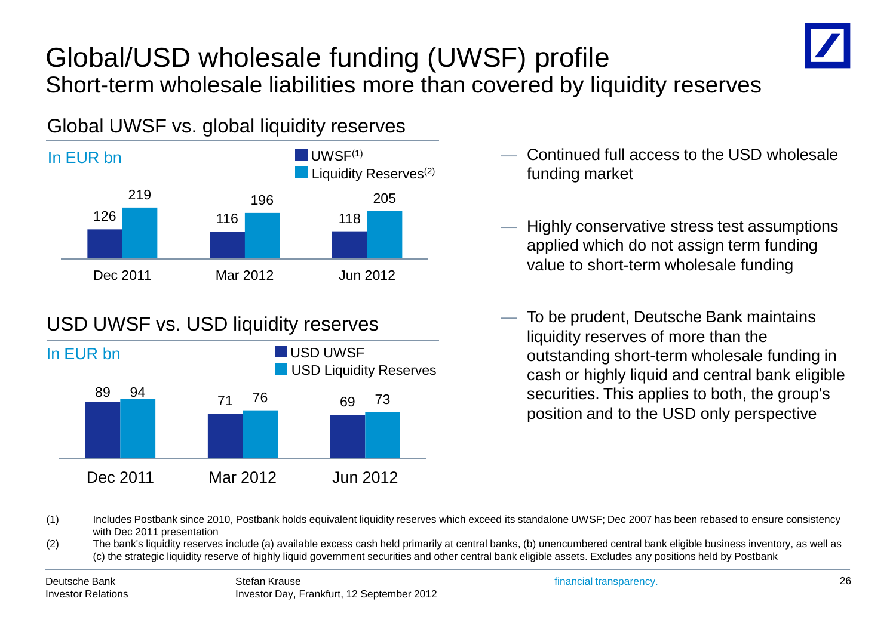# Global/USD wholesale funding (UWSF) profile

## Short-term wholesale liabilities more than covered by liquidity reserves

### Global UWSF vs. global liquidity reserves

In EUR bn

UWSF[(1)]
Liquidity Reserves[(2)]

126 219
116 196
118 205

Dec 2011
Mar 2012
Jun 2012

### USD UWSF vs. USD liquidity reserves

In EUR bn

USD UWSF
USD Liquidity Reserves

89 94
71 76
69 73

Dec 2011
Mar 2012
Jun 2012

- Continued full access to the USD wholesale funding market
- Highly conservative stress test assumptions applied which do not assign term funding value to short-term wholesale funding
- To be prudent, Deutsche Bank maintains liquidity reserves of more than the outstanding short-term wholesale funding in cash or highly liquid and central bank eligible securities. This applies to both, the group's position and to the USD only perspective

(1) Includes Postbank since 2010, Postbank holds equivalent liquidity reserves which exceed its standalone UWSF; Dec 2007 has been rebased to ensure consistency with Dec 2011 presentation

(2) The bank's liquidity reserves include (a) available excess cash held primarily at central banks, (b) unencumbered central bank eligible business inventory, as well as (c) the strategic liquidity reserve of highly liquid government securities and other central bank eligible assets. Excludes any positions held by Postbank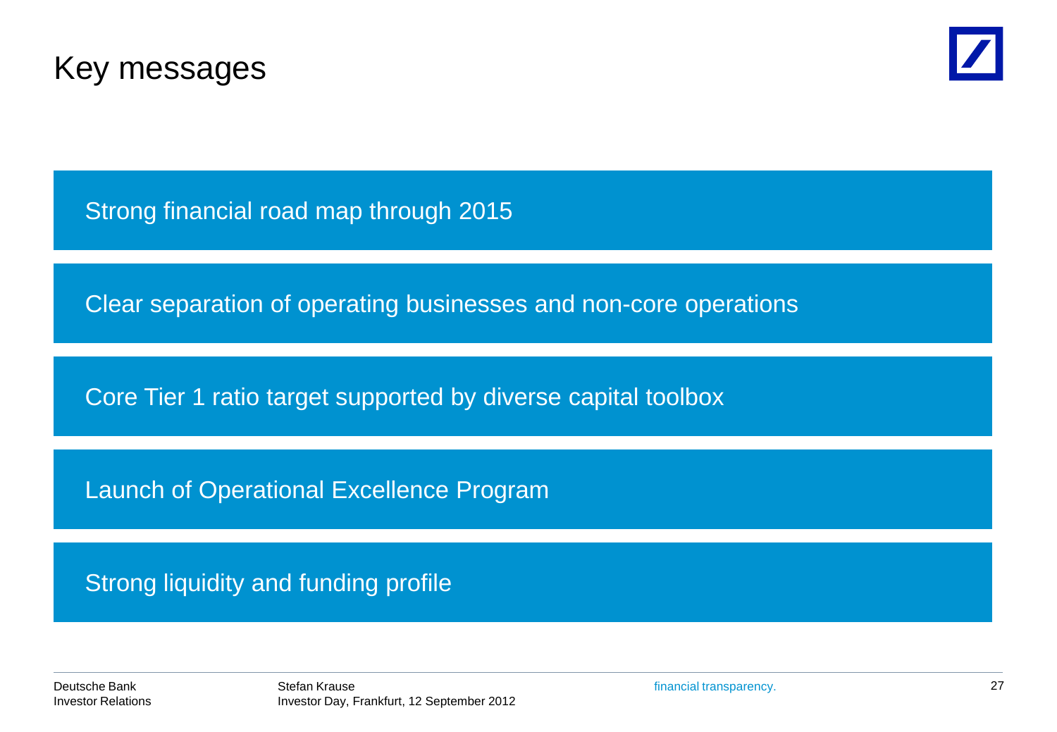# Key messages

Strong financial road map through 2015

Clear separation of operating businesses and non-core operations

Core Tier 1 ratio target supported by diverse capital toolbox

Launch of Operational Excellence Program

Strong liquidity and funding profile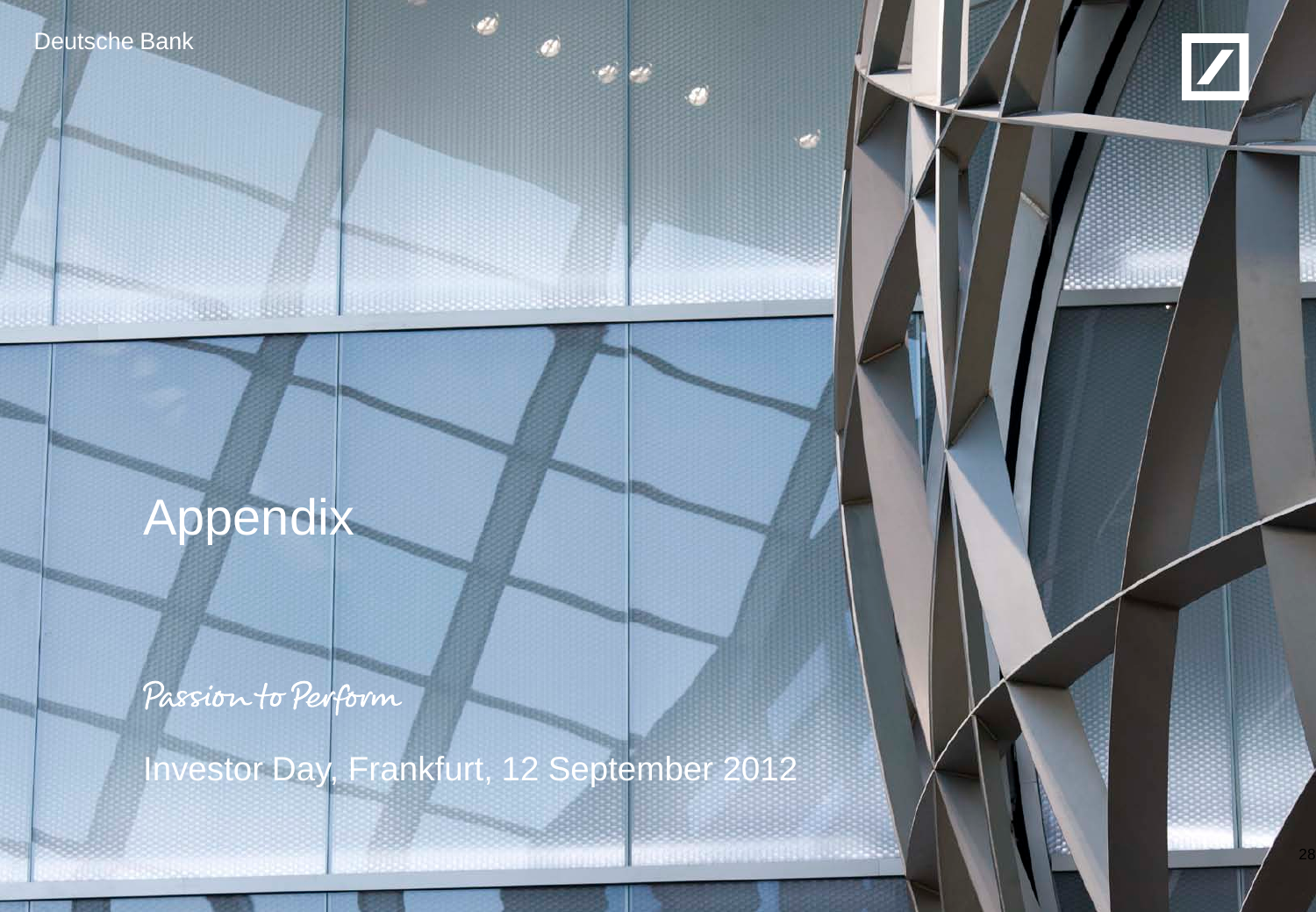Deutsche Bank

# Appendix

*Passion to Perform*

Investor Day, Frankfurt, 12 September 2012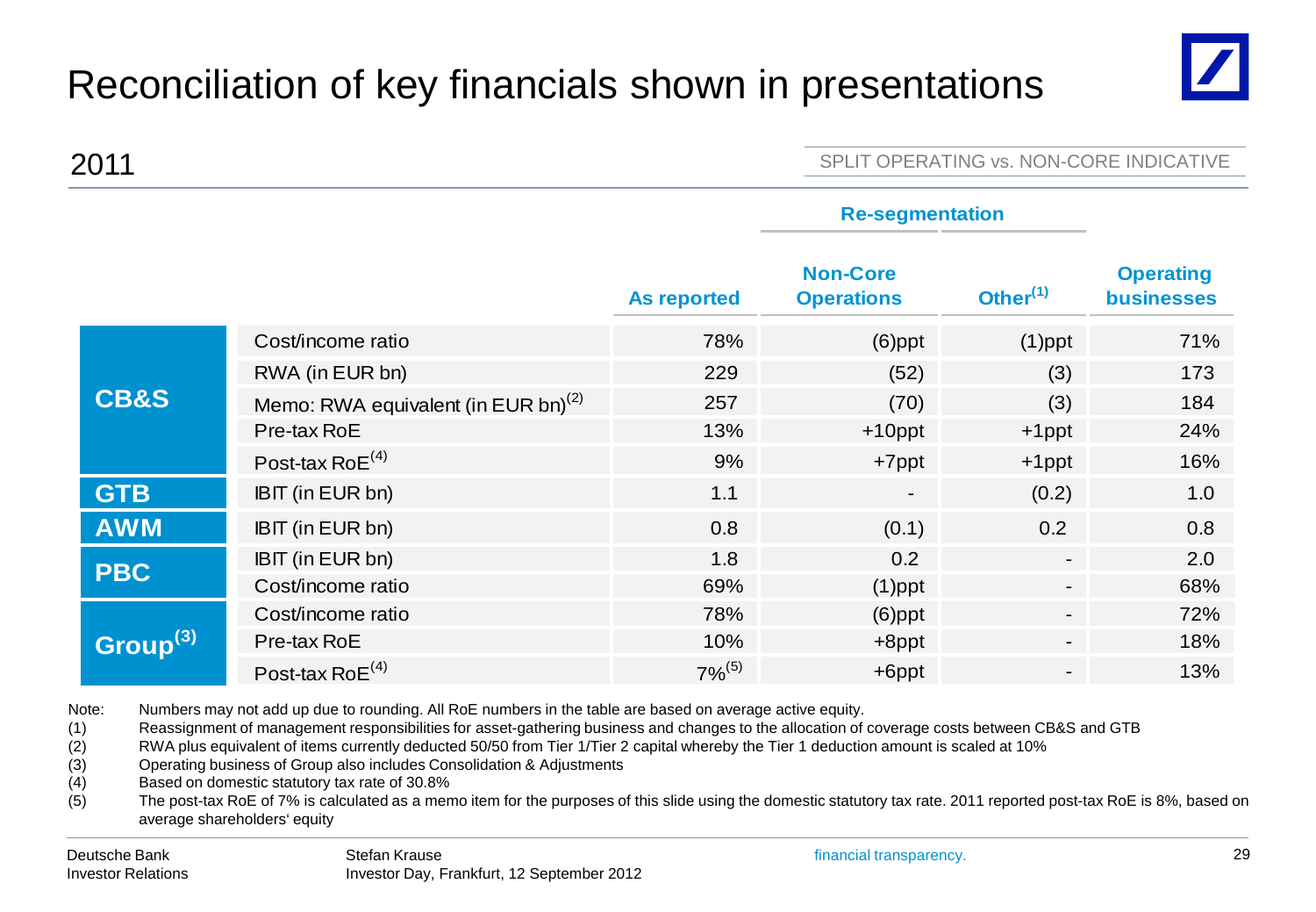# Reconciliation of key financials shown in presentations

## 2011

SPLIT OPERATING vs. NON-CORE INDICATIVE

| | | As reported | Re-segmentation: Non-Core Operations | Re-segmentation: Other[1] | Operating businesses |
|---|---|---|---|---|---|
| **CB&S** | Cost/income ratio | 78% | (6)ppt | (1)ppt | 71% |
| | RWA (in EUR bn) | 229 | (52) | (3) | 173 |
| | Memo: RWA equivalent (in EUR bn)[2] | 257 | (70) | (3) | 184 |
| | Pre-tax RoE | 13% | +10ppt | +1ppt | 24% |
| | Post-tax RoE[4] | 9% | +7ppt | +1ppt | 16% |
| **GTB** | IBIT (in EUR bn) | 1.1 | - | (0.2) | 1.0 |
| **AWM** | IBIT (in EUR bn) | 0.8 | (0.1) | 0.2 | 0.8 |
| **PBC** | IBIT (in EUR bn) | 1.8 | 0.2 | - | 2.0 |
| | Cost/income ratio | 69% | (1)ppt | - | 68% |
| **Group[3]** | Cost/income ratio | 78% | (6)ppt | - | 72% |
| | Pre-tax RoE | 10% | +8ppt | - | 18% |
| | Post-tax RoE[4] | 7%[5] | +6ppt | - | 13% |

Note: Numbers may not add up due to rounding. All RoE numbers in the table are based on average active equity.

(1) Reassignment of management responsibilities for asset-gathering business and changes to the allocation of coverage costs between CB&S and GTB

(2) RWA plus equivalent of items currently deducted 50/50 from Tier 1/Tier 2 capital whereby the Tier 1 deduction amount is scaled at 10%

(3) Operating business of Group also includes Consolidation & Adjustments

(4) Based on domestic statutory tax rate of 30.8%

(5) The post-tax RoE of 7% is calculated as a memo item for the purposes of this slide using the domestic statutory tax rate. 2011 reported post-tax RoE is 8%, based on average shareholders' equity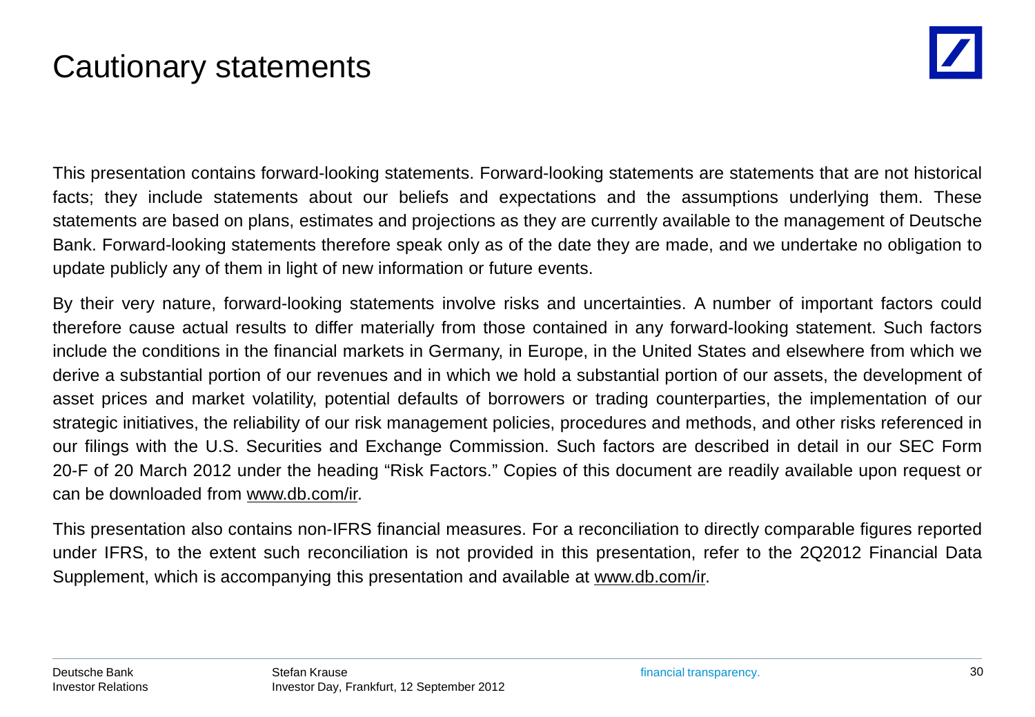# Cautionary statements

This presentation contains forward-looking statements. Forward-looking statements are statements that are not historical facts; they include statements about our beliefs and expectations and the assumptions underlying them. These statements are based on plans, estimates and projections as they are currently available to the management of Deutsche Bank. Forward-looking statements therefore speak only as of the date they are made, and we undertake no obligation to update publicly any of them in light of new information or future events.

By their very nature, forward-looking statements involve risks and uncertainties. A number of important factors could therefore cause actual results to differ materially from those contained in any forward-looking statement. Such factors include the conditions in the financial markets in Germany, in Europe, in the United States and elsewhere from which we derive a substantial portion of our revenues and in which we hold a substantial portion of our assets, the development of asset prices and market volatility, potential defaults of borrowers or trading counterparties, the implementation of our strategic initiatives, the reliability of our risk management policies, procedures and methods, and other risks referenced in our filings with the U.S. Securities and Exchange Commission. Such factors are described in detail in our SEC Form 20-F of 20 March 2012 under the heading "Risk Factors." Copies of this document are readily available upon request or can be downloaded from www.db.com/ir.

This presentation also contains non-IFRS financial measures. For a reconciliation to directly comparable figures reported under IFRS, to the extent such reconciliation is not provided in this presentation, refer to the 2Q2012 Financial Data Supplement, which is accompanying this presentation and available at www.db.com/ir.